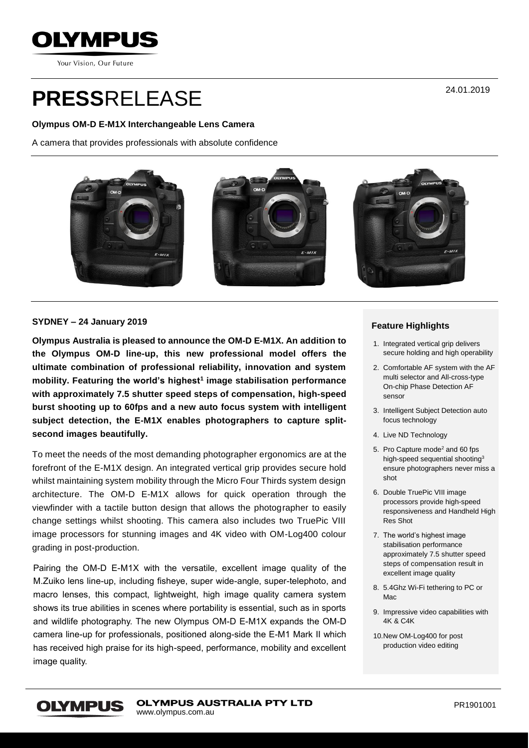OLYMPUS

Your Vision, Our Future

24.01.2019

# PRESSRELEASE

**Olympus OM-D E-M1X Interchangeable Lens Camera**

A camera that provides professionals with absolute confidence

**SYDNEY – 24 January 2019**

**Olympus Australia is pleased to announce the OM-D E-M1X. An addition to the Olympus OM-D line-up, this new professional model offers the ultimate combination of professional reliability, innovation and system mobility. Featuring the world's highest[1] image stabilisation performance with approximately 7.5 shutter speed steps of compensation, high-speed burst shooting up to 60fps and a new auto focus system with intelligent subject detection, the E-M1X enables photographers to capture split-second images beautifully.**

To meet the needs of the most demanding photographer ergonomics are at the forefront of the E-M1X design. An integrated vertical grip provides secure hold whilst maintaining system mobility through the Micro Four Thirds system design architecture. The OM-D E-M1X allows for quick operation through the viewfinder with a tactile button design that allows the photographer to easily change settings whilst shooting. This camera also includes two TruePic VIII image processors for stunning images and 4K video with OM-Log400 colour grading in post-production.

Pairing the OM-D E-M1X with the versatile, excellent image quality of the M.Zuiko lens line-up, including fisheye, super wide-angle, super-telephoto, and macro lenses, this compact, lightweight, high image quality camera system shows its true abilities in scenes where portability is essential, such as in sports and wildlife photography. The new Olympus OM-D E-M1X expands the OM-D camera line-up for professionals, positioned along-side the E-M1 Mark II which has received high praise for its high-speed, performance, mobility and excellent image quality.

### Feature Highlights

1. Integrated vertical grip delivers secure holding and high operability
2. Comfortable AF system with the AF multi selector and All-cross-type On-chip Phase Detection AF sensor
3. Intelligent Subject Detection auto focus technology
4. Live ND Technology
5. Pro Capture mode[2] and 60 fps high-speed sequential shooting[3] ensure photographers never miss a shot
6. Double TruePic VIII image processors provide high-speed responsiveness and Handheld High Res Shot
7. The world's highest image stabilisation performance approximately 7.5 shutter speed steps of compensation result in excellent image quality
8. 5.4Ghz Wi-Fi tethering to PC or Mac
9. Impressive video capabilities with 4K & C4K
10. New OM-Log400 for post production video editing

OLYMPUS AUSTRALIA PTY LTD
www.olympus.com.au

PR1901001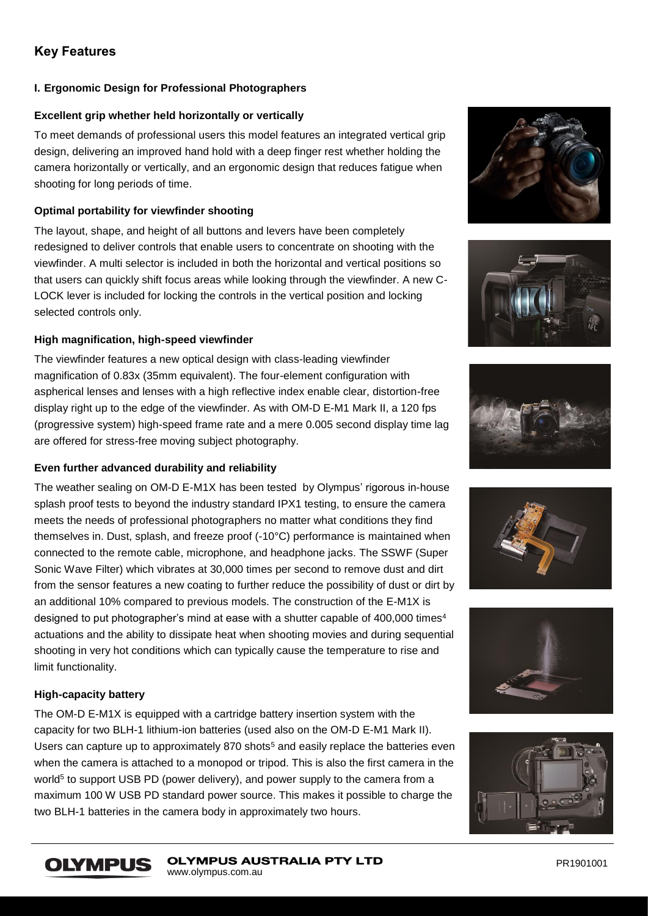## Key Features

### I. Ergonomic Design for Professional Photographers

**Excellent grip whether held horizontally or vertically**

To meet demands of professional users this model features an integrated vertical grip design, delivering an improved hand hold with a deep finger rest whether holding the camera horizontally or vertically, and an ergonomic design that reduces fatigue when shooting for long periods of time.

**Optimal portability for viewfinder shooting**

The layout, shape, and height of all buttons and levers have been completely redesigned to deliver controls that enable users to concentrate on shooting with the viewfinder. A multi selector is included in both the horizontal and vertical positions so that users can quickly shift focus areas while looking through the viewfinder. A new C-LOCK lever is included for locking the controls in the vertical position and locking selected controls only.

**High magnification, high-speed viewfinder**

The viewfinder features a new optical design with class-leading viewfinder magnification of 0.83x (35mm equivalent). The four-element configuration with aspherical lenses and lenses with a high reflective index enable clear, distortion-free display right up to the edge of the viewfinder. As with OM-D E-M1 Mark II, a 120 fps (progressive system) high-speed frame rate and a mere 0.005 second display time lag are offered for stress-free moving subject photography.

**Even further advanced durability and reliability**

The weather sealing on OM-D E-M1X has been tested by Olympus' rigorous in-house splash proof tests to beyond the industry standard IPX1 testing, to ensure the camera meets the needs of professional photographers no matter what conditions they find themselves in. Dust, splash, and freeze proof (-10°C) performance is maintained when connected to the remote cable, microphone, and headphone jacks. The SSWF (Super Sonic Wave Filter) which vibrates at 30,000 times per second to remove dust and dirt from the sensor features a new coating to further reduce the possibility of dust or dirt by an additional 10% compared to previous models. The construction of the E-M1X is designed to put photographer's mind at ease with a shutter capable of 400,000 times[4] actuations and the ability to dissipate heat when shooting movies and during sequential shooting in very hot conditions which can typically cause the temperature to rise and limit functionality.

**High-capacity battery**

The OM-D E-M1X is equipped with a cartridge battery insertion system with the capacity for two BLH-1 lithium-ion batteries (used also on the OM-D E-M1 Mark II). Users can capture up to approximately 870 shots[5] and easily replace the batteries even when the camera is attached to a monopod or tripod. This is also the first camera in the world[5] to support USB PD (power delivery), and power supply to the camera from a maximum 100 W USB PD standard power source. This makes it possible to charge the two BLH-1 batteries in the camera body in approximately two hours.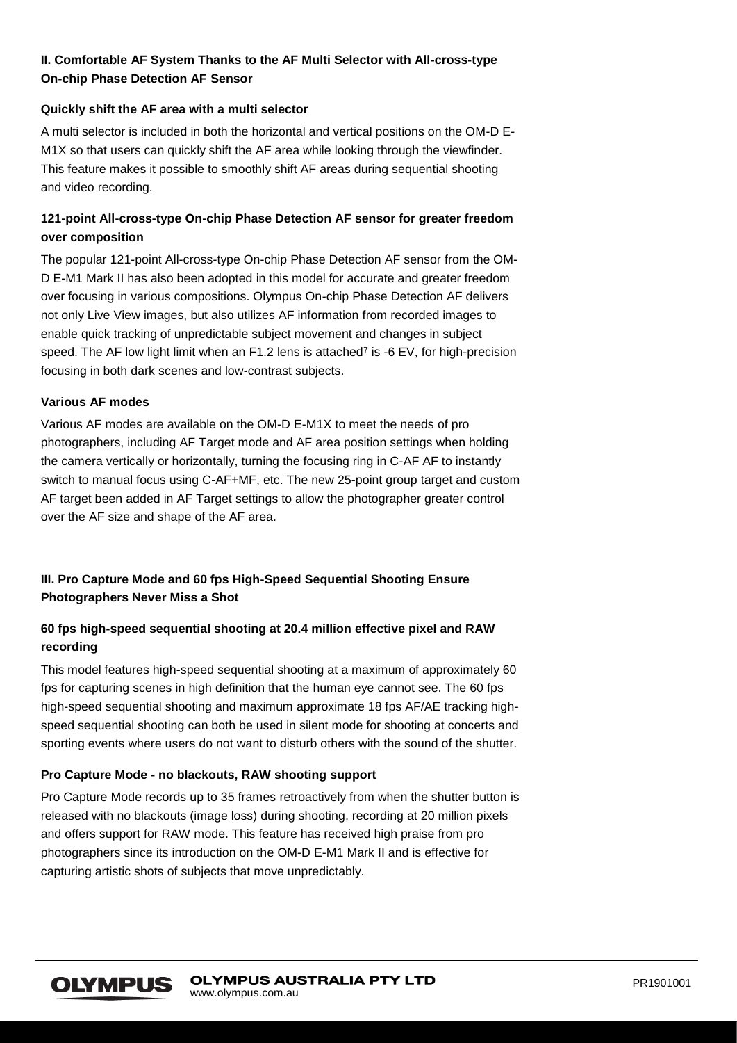## II. Comfortable AF System Thanks to the AF Multi Selector with All-cross-type On-chip Phase Detection AF Sensor

### Quickly shift the AF area with a multi selector

A multi selector is included in both the horizontal and vertical positions on the OM-D E-M1X so that users can quickly shift the AF area while looking through the viewfinder. This feature makes it possible to smoothly shift AF areas during sequential shooting and video recording.

### 121-point All-cross-type On-chip Phase Detection AF sensor for greater freedom over composition

The popular 121-point All-cross-type On-chip Phase Detection AF sensor from the OM-D E-M1 Mark II has also been adopted in this model for accurate and greater freedom over focusing in various compositions. Olympus On-chip Phase Detection AF delivers not only Live View images, but also utilizes AF information from recorded images to enable quick tracking of unpredictable subject movement and changes in subject speed. The AF low light limit when an F1.2 lens is attached[7] is -6 EV, for high-precision focusing in both dark scenes and low-contrast subjects.

### Various AF modes

Various AF modes are available on the OM-D E-M1X to meet the needs of pro photographers, including AF Target mode and AF area position settings when holding the camera vertically or horizontally, turning the focusing ring in C-AF AF to instantly switch to manual focus using C-AF+MF, etc. The new 25-point group target and custom AF target been added in AF Target settings to allow the photographer greater control over the AF size and shape of the AF area.

## III. Pro Capture Mode and 60 fps High-Speed Sequential Shooting Ensure Photographers Never Miss a Shot

### 60 fps high-speed sequential shooting at 20.4 million effective pixel and RAW recording

This model features high-speed sequential shooting at a maximum of approximately 60 fps for capturing scenes in high definition that the human eye cannot see. The 60 fps high-speed sequential shooting and maximum approximate 18 fps AF/AE tracking high-speed sequential shooting can both be used in silent mode for shooting at concerts and sporting events where users do not want to disturb others with the sound of the shutter.

### Pro Capture Mode - no blackouts, RAW shooting support

Pro Capture Mode records up to 35 frames retroactively from when the shutter button is released with no blackouts (image loss) during shooting, recording at 20 million pixels and offers support for RAW mode. This feature has received high praise from pro photographers since its introduction on the OM-D E-M1 Mark II and is effective for capturing artistic shots of subjects that move unpredictably.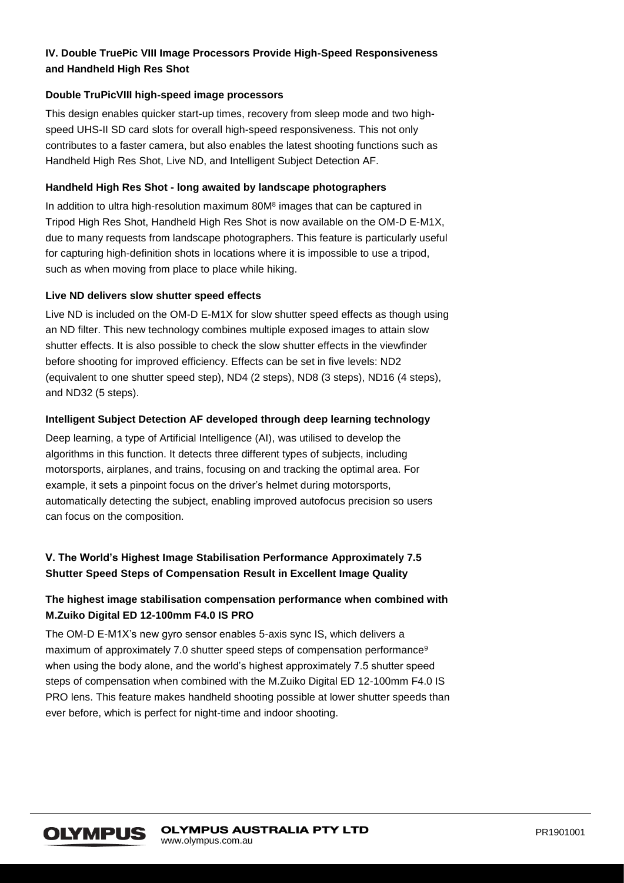### IV. Double TruePic VIII Image Processors Provide High-Speed Responsiveness and Handheld High Res Shot

**Double TruPicVIII high-speed image processors**

This design enables quicker start-up times, recovery from sleep mode and two high-speed UHS-II SD card slots for overall high-speed responsiveness. This not only contributes to a faster camera, but also enables the latest shooting functions such as Handheld High Res Shot, Live ND, and Intelligent Subject Detection AF.

**Handheld High Res Shot - long awaited by landscape photographers**

In addition to ultra high-resolution maximum 80M[8] images that can be captured in Tripod High Res Shot, Handheld High Res Shot is now available on the OM-D E-M1X, due to many requests from landscape photographers. This feature is particularly useful for capturing high-definition shots in locations where it is impossible to use a tripod, such as when moving from place to place while hiking.

**Live ND delivers slow shutter speed effects**

Live ND is included on the OM-D E-M1X for slow shutter speed effects as though using an ND filter. This new technology combines multiple exposed images to attain slow shutter effects. It is also possible to check the slow shutter effects in the viewfinder before shooting for improved efficiency. Effects can be set in five levels: ND2 (equivalent to one shutter speed step), ND4 (2 steps), ND8 (3 steps), ND16 (4 steps), and ND32 (5 steps).

**Intelligent Subject Detection AF developed through deep learning technology**

Deep learning, a type of Artificial Intelligence (AI), was utilised to develop the algorithms in this function. It detects three different types of subjects, including motorsports, airplanes, and trains, focusing on and tracking the optimal area. For example, it sets a pinpoint focus on the driver's helmet during motorsports, automatically detecting the subject, enabling improved autofocus precision so users can focus on the composition.

### V. The World's Highest Image Stabilisation Performance Approximately 7.5 Shutter Speed Steps of Compensation Result in Excellent Image Quality

**The highest image stabilisation compensation performance when combined with M.Zuiko Digital ED 12-100mm F4.0 IS PRO**

The OM-D E-M1X's new gyro sensor enables 5-axis sync IS, which delivers a maximum of approximately 7.0 shutter speed steps of compensation performance[9] when using the body alone, and the world's highest approximately 7.5 shutter speed steps of compensation when combined with the M.Zuiko Digital ED 12-100mm F4.0 IS PRO lens. This feature makes handheld shooting possible at lower shutter speeds than ever before, which is perfect for night-time and indoor shooting.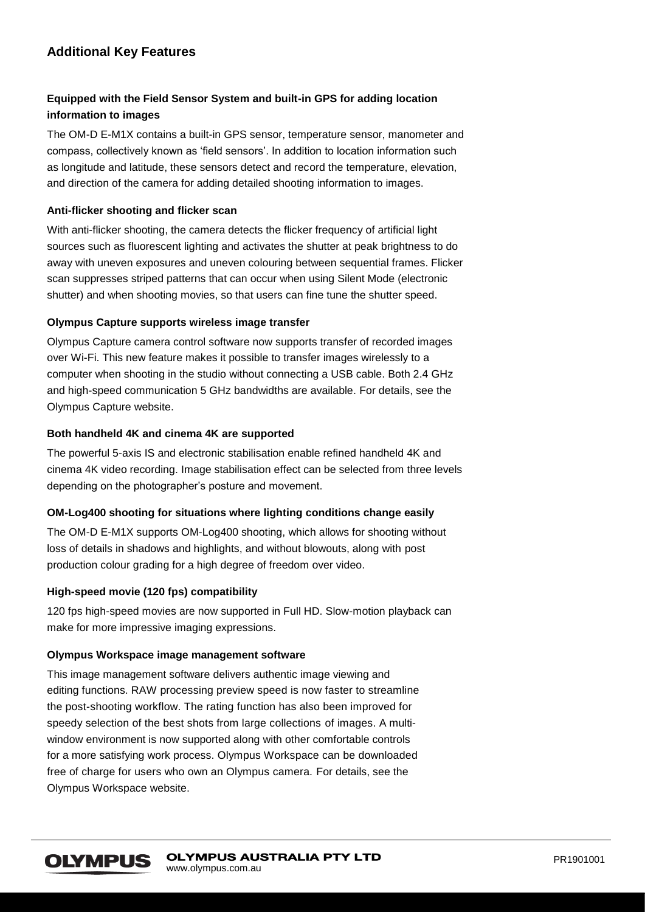## Additional Key Features

### Equipped with the Field Sensor System and built-in GPS for adding location information to images

The OM-D E-M1X contains a built-in GPS sensor, temperature sensor, manometer and compass, collectively known as 'field sensors'. In addition to location information such as longitude and latitude, these sensors detect and record the temperature, elevation, and direction of the camera for adding detailed shooting information to images.

### Anti-flicker shooting and flicker scan

With anti-flicker shooting, the camera detects the flicker frequency of artificial light sources such as fluorescent lighting and activates the shutter at peak brightness to do away with uneven exposures and uneven colouring between sequential frames. Flicker scan suppresses striped patterns that can occur when using Silent Mode (electronic shutter) and when shooting movies, so that users can fine tune the shutter speed.

### Olympus Capture supports wireless image transfer

Olympus Capture camera control software now supports transfer of recorded images over Wi-Fi. This new feature makes it possible to transfer images wirelessly to a computer when shooting in the studio without connecting a USB cable. Both 2.4 GHz and high-speed communication 5 GHz bandwidths are available. For details, see the Olympus Capture website.

### Both handheld 4K and cinema 4K are supported

The powerful 5-axis IS and electronic stabilisation enable refined handheld 4K and cinema 4K video recording. Image stabilisation effect can be selected from three levels depending on the photographer's posture and movement.

### OM-Log400 shooting for situations where lighting conditions change easily

The OM-D E-M1X supports OM-Log400 shooting, which allows for shooting without loss of details in shadows and highlights, and without blowouts, along with post production colour grading for a high degree of freedom over video.

### High-speed movie (120 fps) compatibility

120 fps high-speed movies are now supported in Full HD. Slow-motion playback can make for more impressive imaging expressions.

### Olympus Workspace image management software

This image management software delivers authentic image viewing and editing functions. RAW processing preview speed is now faster to streamline the post-shooting workflow. The rating function has also been improved for speedy selection of the best shots from large collections of images. A multi-window environment is now supported along with other comfortable controls for a more satisfying work process. Olympus Workspace can be downloaded free of charge for users who own an Olympus camera. For details, see the Olympus Workspace website.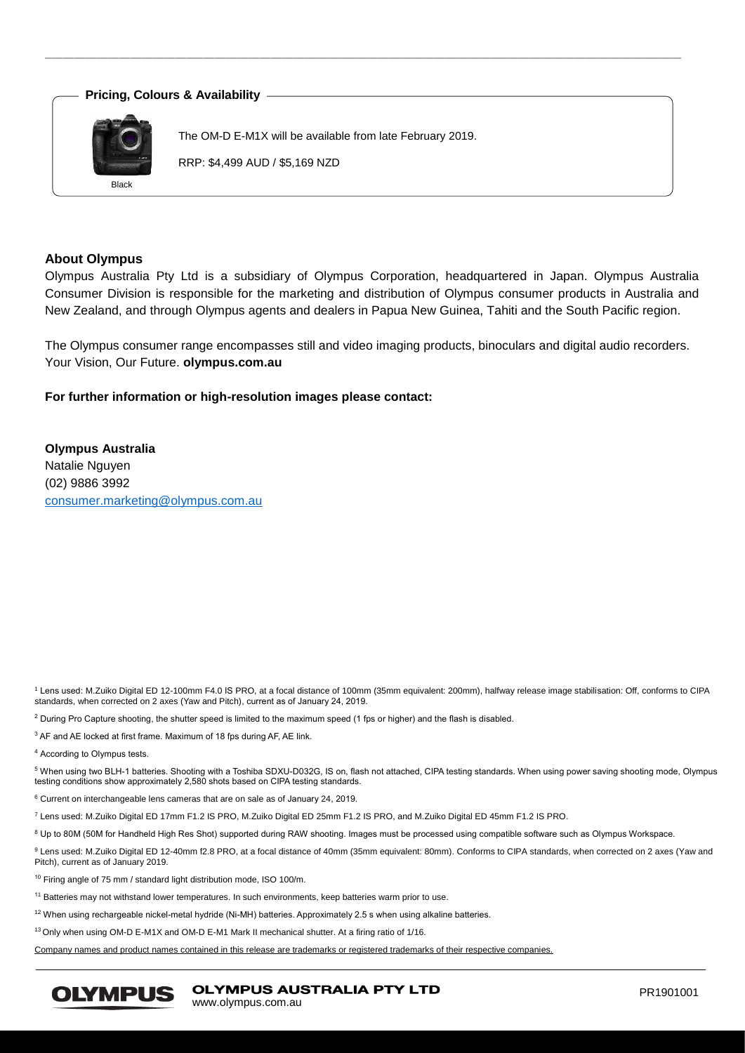## Pricing, Colours & Availability

Black

The OM-D E-M1X will be available from late February 2019.

RRP: $4,499 AUD / $5,169 NZD

## About Olympus

Olympus Australia Pty Ltd is a subsidiary of Olympus Corporation, headquartered in Japan. Olympus Australia Consumer Division is responsible for the marketing and distribution of Olympus consumer products in Australia and New Zealand, and through Olympus agents and dealers in Papua New Guinea, Tahiti and the South Pacific region.

The Olympus consumer range encompasses still and video imaging products, binoculars and digital audio recorders. Your Vision, Our Future. **olympus.com.au**

**For further information or high-resolution images please contact:**

**Olympus Australia**
Natalie Nguyen
(02) 9886 3992
consumer.marketing@olympus.com.au

[1] Lens used: M.Zuiko Digital ED 12-100mm F4.0 IS PRO, at a focal distance of 100mm (35mm equivalent: 200mm), halfway release image stabilisation: Off, conforms to CIPA standards, when corrected on 2 axes (Yaw and Pitch), current as of January 24, 2019.

[2] During Pro Capture shooting, the shutter speed is limited to the maximum speed (1 fps or higher) and the flash is disabled.

[3] AF and AE locked at first frame. Maximum of 18 fps during AF, AE link.

[4] According to Olympus tests.

[5] When using two BLH-1 batteries. Shooting with a Toshiba SDXU-D032G, IS on, flash not attached, CIPA testing standards. When using power saving shooting mode, Olympus testing conditions show approximately 2,580 shots based on CIPA testing standards.

[6] Current on interchangeable lens cameras that are on sale as of January 24, 2019.

[7] Lens used: M.Zuiko Digital ED 17mm F1.2 IS PRO, M.Zuiko Digital ED 25mm F1.2 IS PRO, and M.Zuiko Digital ED 45mm F1.2 IS PRO.

[8] Up to 80M (50M for Handheld High Res Shot) supported during RAW shooting. Images must be processed using compatible software such as Olympus Workspace.

[9] Lens used: M.Zuiko Digital ED 12-40mm f2.8 PRO, at a focal distance of 40mm (35mm equivalent: 80mm). Conforms to CIPA standards, when corrected on 2 axes (Yaw and Pitch), current as of January 2019.

[10] Firing angle of 75 mm / standard light distribution mode, ISO 100/m.

[11] Batteries may not withstand lower temperatures. In such environments, keep batteries warm prior to use.

[12] When using rechargeable nickel-metal hydride (Ni-MH) batteries. Approximately 2.5 s when using alkaline batteries.

[13] Only when using OM-D E-M1X and OM-D E-M1 Mark II mechanical shutter. At a firing ratio of 1/16.

Company names and product names contained in this release are trademarks or registered trademarks of their respective companies.

OLYMPUS AUSTRALIA PTY LTD
www.olympus.com.au

PR1901001